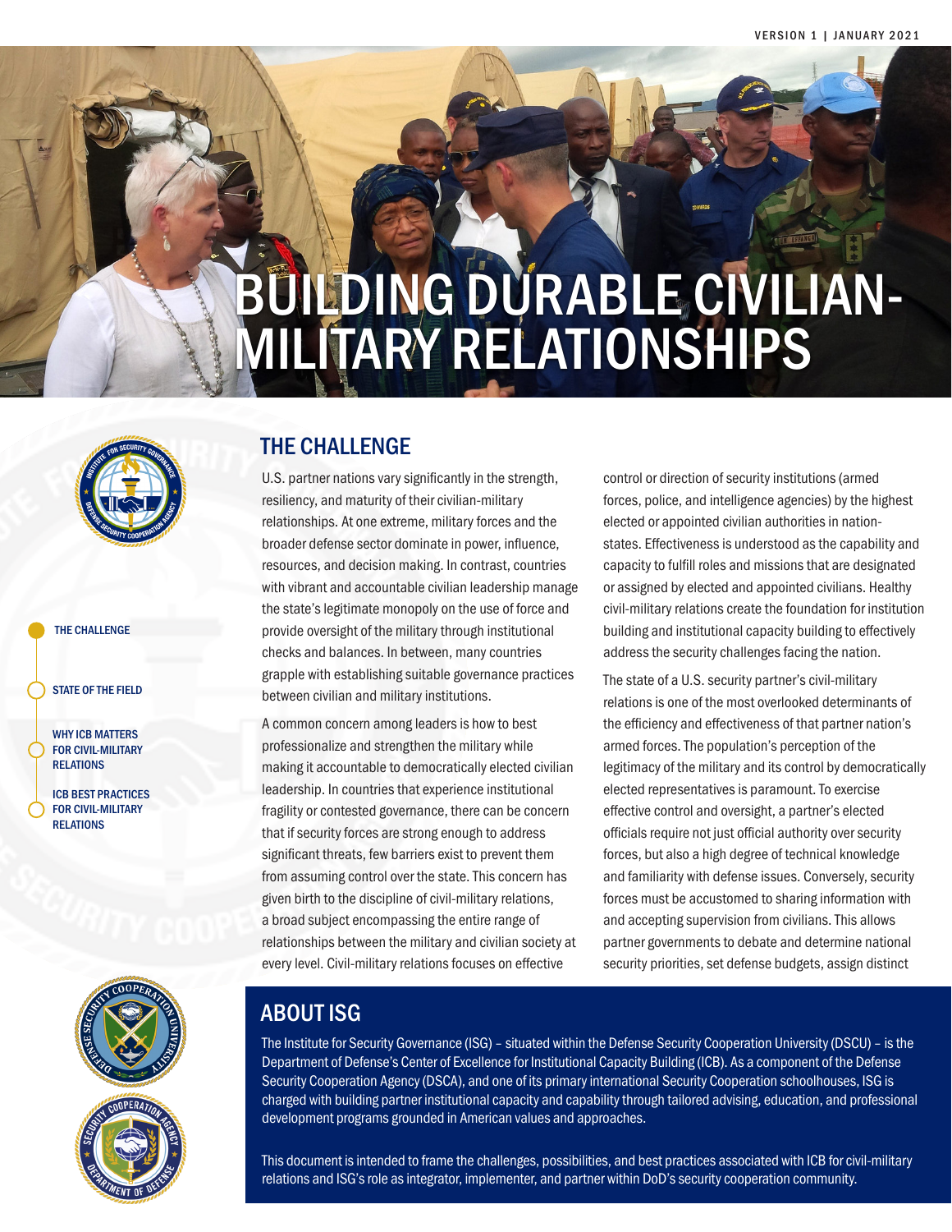VERSION 1 | JANUARY 2021

# BUILDING DURABLE CIVILIAN-MILITARY RELATIONSHIPS

- THE CHALLENGE
- STATE OF THE FIELD
- WHY ICB MATTERS FOR CIVIL-MILITARY RELATIONS
- ICB BEST PRACTICES FOR CIVIL-MILITARY RELATIONS

## THE CHALLENGE

U.S. partner nations vary significantly in the strength, resiliency, and maturity of their civilian-military relationships. At one extreme, military forces and the broader defense sector dominate in power, influence, resources, and decision making. In contrast, countries with vibrant and accountable civilian leadership manage the state's legitimate monopoly on the use of force and provide oversight of the military through institutional checks and balances. In between, many countries grapple with establishing suitable governance practices between civilian and military institutions.

A common concern among leaders is how to best professionalize and strengthen the military while making it accountable to democratically elected civilian leadership. In countries that experience institutional fragility or contested governance, there can be concern that if security forces are strong enough to address significant threats, few barriers exist to prevent them from assuming control over the state. This concern has given birth to the discipline of civil-military relations, a broad subject encompassing the entire range of relationships between the military and civilian society at every level. Civil-military relations focuses on effective control or direction of security institutions (armed forces, police, and intelligence agencies) by the highest elected or appointed civilian authorities in nation-states. Effectiveness is understood as the capability and capacity to fulfill roles and missions that are designated or assigned by elected and appointed civilians. Healthy civil-military relations create the foundation for institution building and institutional capacity building to effectively address the security challenges facing the nation.

The state of a U.S. security partner's civil-military relations is one of the most overlooked determinants of the efficiency and effectiveness of that partner nation's armed forces. The population's perception of the legitimacy of the military and its control by democratically elected representatives is paramount. To exercise effective control and oversight, a partner's elected officials require not just official authority over security forces, but also a high degree of technical knowledge and familiarity with defense issues. Conversely, security forces must be accustomed to sharing information with and accepting supervision from civilians. This allows partner governments to debate and determine national security priorities, set defense budgets, assign distinct

## ABOUT ISG

The Institute for Security Governance (ISG) – situated within the Defense Security Cooperation University (DSCU) – is the Department of Defense's Center of Excellence for Institutional Capacity Building (ICB). As a component of the Defense Security Cooperation Agency (DSCA), and one of its primary international Security Cooperation schoolhouses, ISG is charged with building partner institutional capacity and capability through tailored advising, education, and professional development programs grounded in American values and approaches.

This document is intended to frame the challenges, possibilities, and best practices associated with ICB for civil-military relations and ISG's role as integrator, implementer, and partner within DoD's security cooperation community.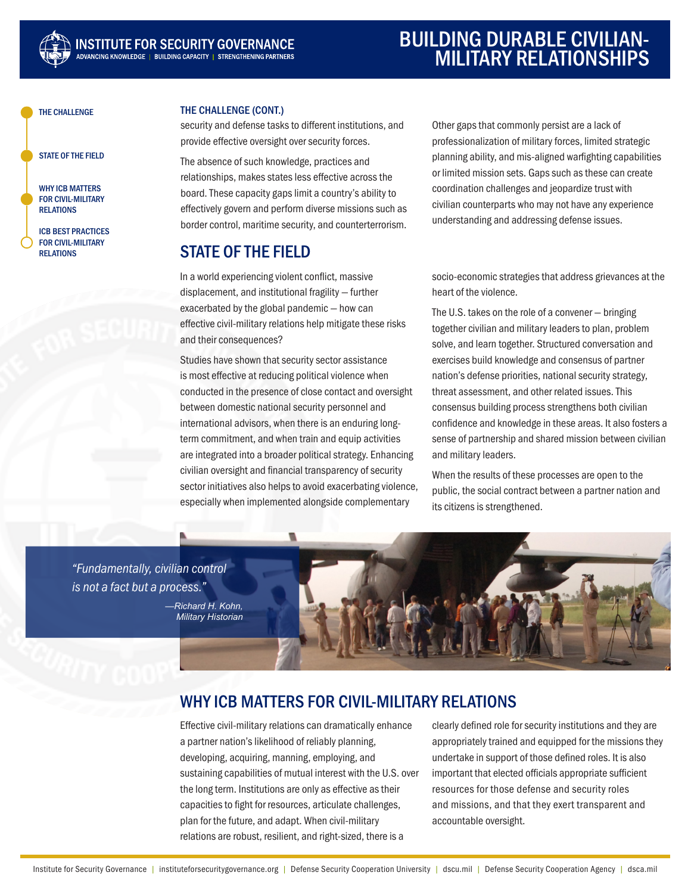## THE CHALLENGE (CONT.)

security and defense tasks to different institutions, and provide effective oversight over security forces.

The absence of such knowledge, practices and relationships, makes states less effective across the board. These capacity gaps limit a country's ability to effectively govern and perform diverse missions such as border control, maritime security, and counterterrorism.

Other gaps that commonly persist are a lack of professionalization of military forces, limited strategic planning ability, and mis-aligned warfighting capabilities or limited mission sets. Gaps such as these can create coordination challenges and jeopardize trust with civilian counterparts who may not have any experience understanding and addressing defense issues.

## STATE OF THE FIELD

In a world experiencing violent conflict, massive displacement, and institutional fragility — further exacerbated by the global pandemic — how can effective civil-military relations help mitigate these risks and their consequences?

Studies have shown that security sector assistance is most effective at reducing political violence when conducted in the presence of close contact and oversight between domestic national security personnel and international advisors, when there is an enduring long-term commitment, and when train and equip activities are integrated into a broader political strategy. Enhancing civilian oversight and financial transparency of security sector initiatives also helps to avoid exacerbating violence, especially when implemented alongside complementary socio-economic strategies that address grievances at the heart of the violence.

The U.S. takes on the role of a convener — bringing together civilian and military leaders to plan, problem solve, and learn together. Structured conversation and exercises build knowledge and consensus of partner nation's defense priorities, national security strategy, threat assessment, and other related issues. This consensus building process strengthens both civilian confidence and knowledge in these areas. It also fosters a sense of partnership and shared mission between civilian and military leaders.

When the results of these processes are open to the public, the social contract between a partner nation and its citizens is strengthened.

> *"Fundamentally, civilian control is not a fact but a process."*
>
> *—Richard H. Kohn, Military Historian*

## WHY ICB MATTERS FOR CIVIL-MILITARY RELATIONS

Effective civil-military relations can dramatically enhance a partner nation's likelihood of reliably planning, developing, acquiring, manning, employing, and sustaining capabilities of mutual interest with the U.S. over the long term. Institutions are only as effective as their capacities to fight for resources, articulate challenges, plan for the future, and adapt. When civil-military relations are robust, resilient, and right-sized, there is a clearly defined role for security institutions and they are appropriately trained and equipped for the missions they undertake in support of those defined roles. It is also important that elected officials appropriate sufficient resources for those defense and security roles and missions, and that they exert transparent and accountable oversight.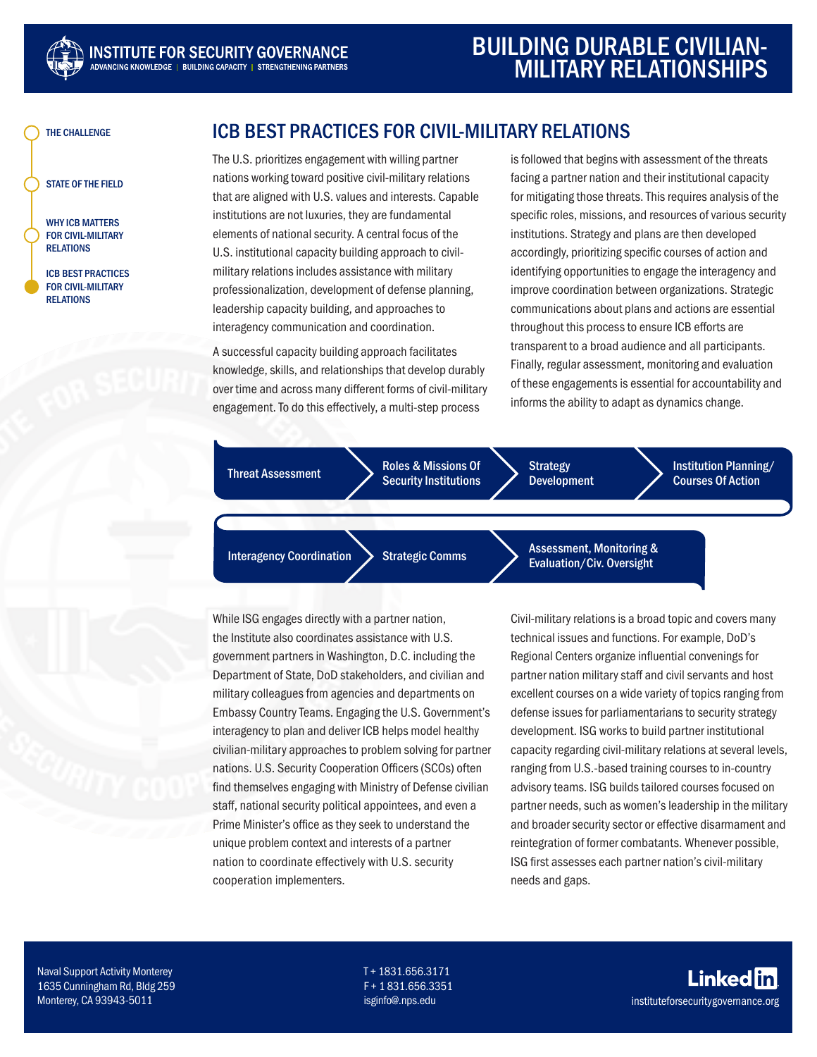# BUILDING DURABLE CIVILIAN-MILITARY RELATIONSHIPS

- THE CHALLENGE
- STATE OF THE FIELD
- WHY ICB MATTERS FOR CIVIL-MILITARY RELATIONS
- ICB BEST PRACTICES FOR CIVIL-MILITARY RELATIONS

## ICB BEST PRACTICES FOR CIVIL-MILITARY RELATIONS

The U.S. prioritizes engagement with willing partner nations working toward positive civil-military relations that are aligned with U.S. values and interests. Capable institutions are not luxuries, they are fundamental elements of national security. A central focus of the U.S. institutional capacity building approach to civil-military relations includes assistance with military professionalization, development of defense planning, leadership capacity building, and approaches to interagency communication and coordination.

A successful capacity building approach facilitates knowledge, skills, and relationships that develop durably over time and across many different forms of civil-military engagement. To do this effectively, a multi-step process is followed that begins with assessment of the threats facing a partner nation and their institutional capacity for mitigating those threats. This requires analysis of the specific roles, missions, and resources of various security institutions. Strategy and plans are then developed accordingly, prioritizing specific courses of action and identifying opportunities to engage the interagency and improve coordination between organizations. Strategic communications about plans and actions are essential throughout this process to ensure ICB efforts are transparent to a broad audience and all participants. Finally, regular assessment, monitoring and evaluation of these engagements is essential for accountability and informs the ability to adapt as dynamics change.

Threat Assessment → Roles & Missions Of Security Institutions → Strategy Development → Institution Planning/ Courses Of Action → Interagency Coordination → Strategic Comms → Assessment, Monitoring & Evaluation/Civ. Oversight

While ISG engages directly with a partner nation, the Institute also coordinates assistance with U.S. government partners in Washington, D.C. including the Department of State, DoD stakeholders, and civilian and military colleagues from agencies and departments on Embassy Country Teams. Engaging the U.S. Government's interagency to plan and deliver ICB helps model healthy civilian-military approaches to problem solving for partner nations. U.S. Security Cooperation Officers (SCOs) often find themselves engaging with Ministry of Defense civilian staff, national security political appointees, and even a Prime Minister's office as they seek to understand the unique problem context and interests of a partner nation to coordinate effectively with U.S. security cooperation implementers.

Civil-military relations is a broad topic and covers many technical issues and functions. For example, DoD's Regional Centers organize influential convenings for partner nation military staff and civil servants and host excellent courses on a wide variety of topics ranging from defense issues for parliamentarians to security strategy development. ISG works to build partner institutional capacity regarding civil-military relations at several levels, ranging from U.S.-based training courses to in-country advisory teams. ISG builds tailored courses focused on partner needs, such as women's leadership in the military and broader security sector or effective disarmament and reintegration of former combatants. Whenever possible, ISG first assesses each partner nation's civil-military needs and gaps.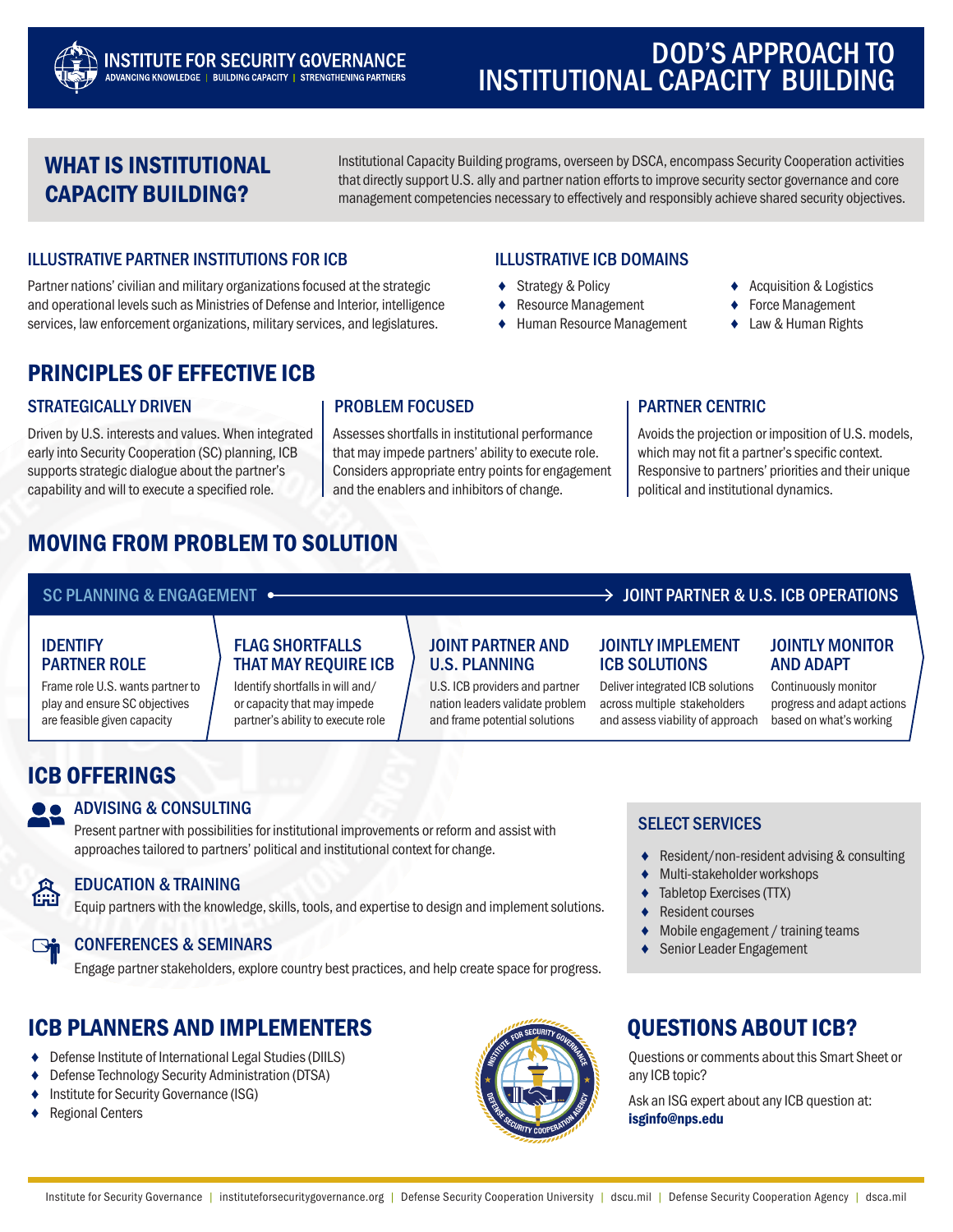# INSTITUTE FOR SECURITY GOVERNANCE

ADVANCING KNOWLEDGE | BUILDING CAPACITY | STRENGTHENING PARTNERS

# DOD'S APPROACH TO INSTITUTIONAL CAPACITY BUILDING

## WHAT IS INSTITUTIONAL CAPACITY BUILDING?

Institutional Capacity Building programs, overseen by DSCA, encompass Security Cooperation activities that directly support U.S. ally and partner nation efforts to improve security sector governance and core management competencies necessary to effectively and responsibly achieve shared security objectives.

### ILLUSTRATIVE PARTNER INSTITUTIONS FOR ICB

Partner nations' civilian and military organizations focused at the strategic and operational levels such as Ministries of Defense and Interior, intelligence services, law enforcement organizations, military services, and legislatures.

### ILLUSTRATIVE ICB DOMAINS

- Strategy & Policy
- Resource Management
- Human Resource Management
- Acquisition & Logistics
- Force Management
- Law & Human Rights

## PRINCIPLES OF EFFECTIVE ICB

### STRATEGICALLY DRIVEN

Driven by U.S. interests and values. When integrated early into Security Cooperation (SC) planning, ICB supports strategic dialogue about the partner's capability and will to execute a specified role.

### PROBLEM FOCUSED

Assesses shortfalls in institutional performance that may impede partners' ability to execute role. Considers appropriate entry points for engagement and the enablers and inhibitors of change.

### PARTNER CENTRIC

Avoids the projection or imposition of U.S. models, which may not fit a partner's specific context. Responsive to partners' priorities and their unique political and institutional dynamics.

## MOVING FROM PROBLEM TO SOLUTION

SC PLANNING & ENGAGEMENT → JOINT PARTNER & U.S. ICB OPERATIONS

### IDENTIFY PARTNER ROLE

Frame role U.S. wants partner to play and ensure SC objectives are feasible given capacity

### FLAG SHORTFALLS THAT MAY REQUIRE ICB

Identify shortfalls in will and/or capacity that may impede partner's ability to execute role

### JOINT PARTNER AND U.S. PLANNING

U.S. ICB providers and partner nation leaders validate problem and frame potential solutions

### JOINTLY IMPLEMENT ICB SOLUTIONS

Deliver integrated ICB solutions across multiple stakeholders and assess viability of approach

### JOINTLY MONITOR AND ADAPT

Continuously monitor progress and adapt actions based on what's working

## ICB OFFERINGS

### ADVISING & CONSULTING

Present partner with possibilities for institutional improvements or reform and assist with approaches tailored to partners' political and institutional context for change.

### EDUCATION & TRAINING

Equip partners with the knowledge, skills, tools, and expertise to design and implement solutions.

### CONFERENCES & SEMINARS

Engage partner stakeholders, explore country best practices, and help create space for progress.

### SELECT SERVICES

- Resident/non-resident advising & consulting
- Multi-stakeholder workshops
- Tabletop Exercises (TTX)
- Resident courses
- Mobile engagement / training teams
- Senior Leader Engagement

## ICB PLANNERS AND IMPLEMENTERS

- Defense Institute of International Legal Studies (DIILS)
- Defense Technology Security Administration (DTSA)
- Institute for Security Governance (ISG)
- Regional Centers

## QUESTIONS ABOUT ICB?

Questions or comments about this Smart Sheet or any ICB topic?

Ask an ISG expert about any ICB question at: **isginfo@nps.edu**

Institute for Security Governance | instituteforsecuritygovernance.org | Defense Security Cooperation University | dscu.mil | Defense Security Cooperation Agency | dsca.mil